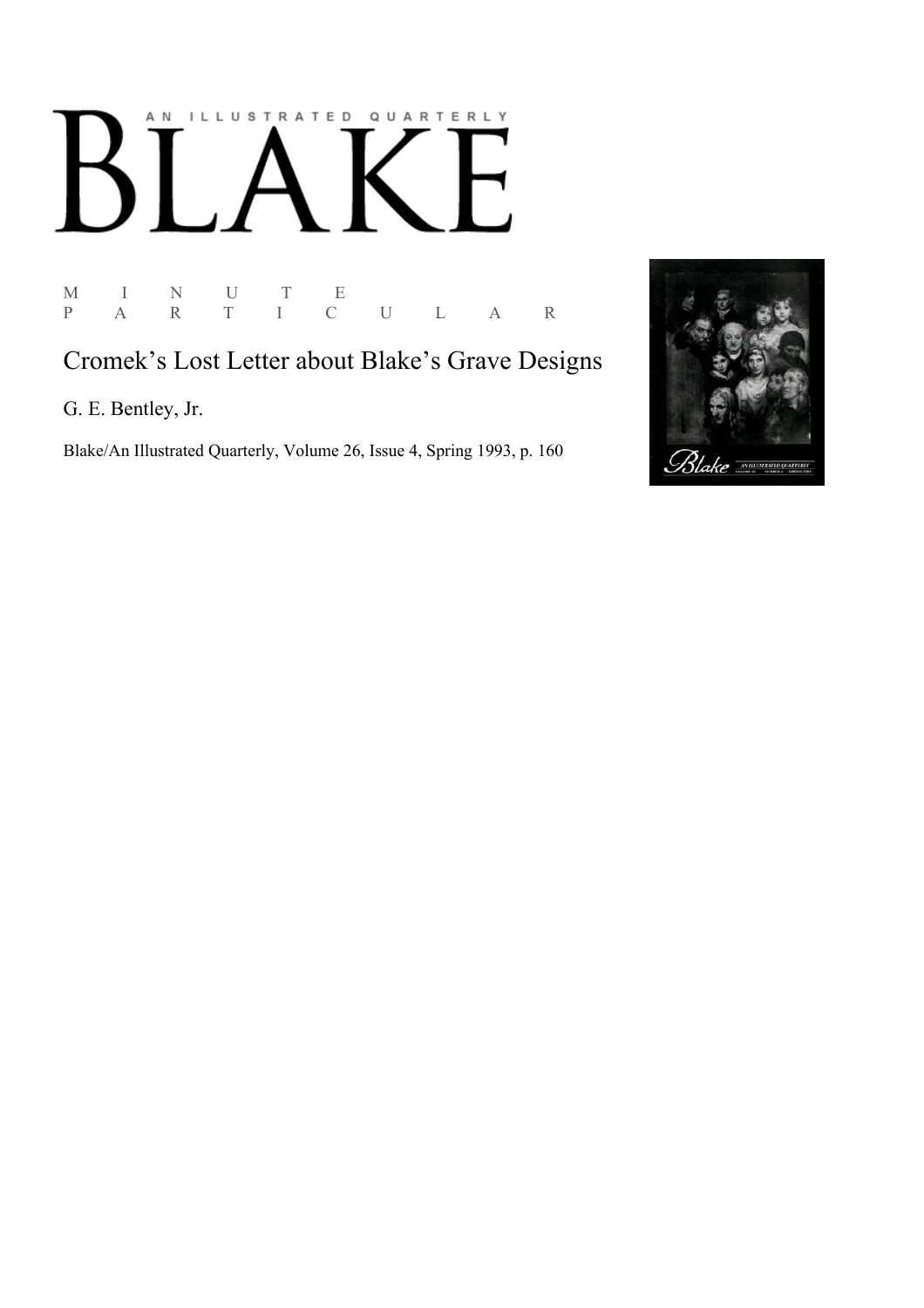AN ILLUSTRATED QUARTERLY

# BLAKE

M I N U T E
P A R T I C U L A R

## Cromek's Lost Letter about Blake's Grave Designs

G. E. Bentley, Jr.

Blake/An Illustrated Quarterly, Volume 26, Issue 4, Spring 1993, p. 160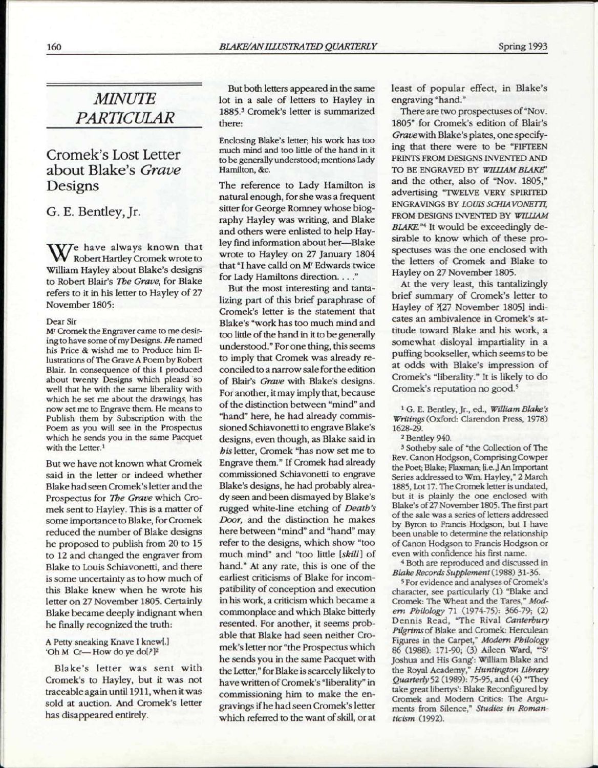# *MINUTE PARTICULAR*

## Cromek's Lost Letter about Blake's *Grave* Designs

### G. E. Bentley, Jr.

We have always known that Robert Hartley Cromek wrote to William Hayley about Blake's designs to Robert Blair's *The Grave*, for Blake refers to it in his letter to Hayley of 27 November 1805:

> Dear Sir
>
> M[r] Cromek the Engraver came to me desiring to have some of my Designs. *He* named his Price & wishd me to Produce him Illustrations of The Grave A Poem by Robert Blair. In consequence of this I produced about twenty Designs which pleasd so well that he with the same liberality with which he set me about the drawings, has now set me to Engrave them. He means to Publish them by Subscription with the Poem as you will see in the Prospectus which he sends you in the same Pacquet with the Letter.[1]

But we have not known what Cromek said in the letter or indeed whether Blake had seen Cromek's letter and the Prospectus for *The Grave* which Cromek sent to Hayley. This is a matter of some importance to Blake, for Cromek reduced the number of Blake designs he proposed to publish from 20 to 15 to 12 and changed the engraver from Blake to Louis Schiavonetti, and there is some uncertainty as to how much of this Blake knew when he wrote his letter on 27 November 1805. Certainly Blake became deeply indignant when he finally recognized the truth:

> A Petty sneaking Knave I knew[.]
> 'Oh M Cr— How do ye do[?]'[2]

Blake's letter was sent with Cromek's to Hayley, but it was not traceable again until 1911, when it was sold at auction. And Cromek's letter has disappeared entirely.

But both letters appeared in the same lot in a sale of letters to Hayley in 1885.[3] Cromek's letter is summarized there:

> Enclosing Blake's letter; his work has too much mind and too little of the hand in it to be generally understood; mentions Lady Hamilton, &c.

The reference to Lady Hamilton is natural enough, for she was a frequent sitter for George Romney whose biography Hayley was writing, and Blake and others were enlisted to help Hayley find information about her—Blake wrote to Hayley on 27 January 1804 that "I have calld on M[r] Edwards twice for Lady Hamiltons direction. . . ."

But the most interesting and tantalizing part of this brief paraphrase of Cromek's letter is the statement that Blake's "work has too much mind and too little of the hand in it to be generally understood." For one thing, this seems to imply that Cromek was already reconciled to a narrow sale for the edition of Blair's *Grave* with Blake's designs. For another, it may imply that, because of the distinction between "mind" and "hand" here, he had already commissioned Schiavonetti to engrave Blake's designs, even though, as Blake said in *his* letter, Cromek "has now set me to Engrave them." If Cromek had already commissioned Schiavonetti to engrave Blake's designs, he had probably already seen and been dismayed by Blake's rugged white-line etching of *Death's Door*, and the distinction he makes here between "mind" and "hand" may refer to the designs, which show "too much mind" and "too little [*skill*] of hand." At any rate, this is one of the earliest criticisms of Blake for incompatibility of conception and execution in his work, a criticism which became a commonplace and which Blake bitterly resented. For another, it seems probable that Blake had seen neither Cromek's letter nor "the Prospectus which he sends you in the same Pacquet with the Letter," for Blake is scarcely likely to have written of Cromek's "liberality" in commissioning him to make the engravings if he had seen Cromek's letter which referred to the want of skill, or at least of popular effect, in Blake's engraving "hand."

There are two prospectuses of "Nov. 1805" for Cromek's edition of Blair's *Grave* with Blake's plates, one specifying that there were to be "FIFTEEN PRINTS FROM DESIGNS INVENTED AND TO BE ENGRAVED BY *WILLIAM BLAKE*" and the other, also of "Nov. 1805," advertising "TWELVE VERY SPIRITED ENGRAVINGS BY *LOUIS SCHIAVONETTI*, FROM DESIGNS INVENTED BY *WILLIAM BLAKE*."[4] It would be exceedingly desirable to know which of these prospectuses was the one enclosed with the letters of Cromek and Blake to Hayley on 27 November 1805.

At the very least, this tantalizingly brief summary of Cromek's letter to Hayley of ?[27 November 1805] indicates an ambivalence in Cromek's attitude toward Blake and his work, a somewhat disloyal impartiality in a puffing bookseller, which seems to be at odds with Blake's impression of Cromek's "liberality." It is likely to do Cromek's reputation no good.[5]

---

[1] G. E. Bentley, Jr., ed., *William Blake's Writings* (Oxford: Clarendon Press, 1978) 1628-29.

[2] Bentley 940.

[3] Sotheby sale of "the Collection of The Rev. Canon Hodgson, Comprising Cowper the Poet; Blake; Flaxman; [i.e.,] An Important Series addressed to Wm. Hayley," 2 March 1885, Lot 17. The Cromek letter is undated, but it is plainly the one enclosed with Blake's of 27 November 1805. The first part of the sale was a series of letters addressed by Byron to Francis Hodgson, but I have been unable to determine the relationship of Canon Hodgson to Francis Hodgson or even with confidence his first name.

[4] Both are reproduced and discussed in *Blake Records Supplement* (1988) 31-36.

[5] For evidence and analyses of Cromek's character, see particularly (1) "Blake and Cromek: The Wheat and the Tares," *Modern Philology* 71 (1974-75): 366-79; (2) Dennis Read, "The Rival *Canterbury Pilgrims* of Blake and Cromek: Herculean Figures in the Carpet," *Modern Philology* 86 (1988): 171-90; (3) Aileen Ward, "'S[r] Joshua and His Gang': William Blake and the Royal Academy," *Huntington Library Quarterly* 52 (1989): 75-95, and (4) "'They take great libertys': Blake Reconfigured by Cromek and Modern Critics: The Arguments from Silence," *Studies in Romanticism* (1992).